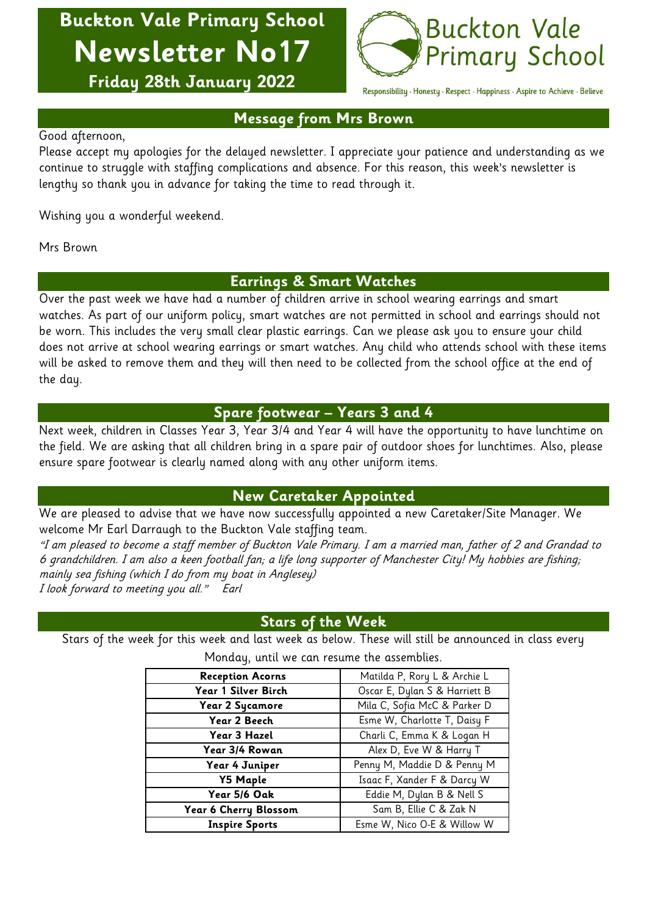# Buckton Vale Primary School
# Newsletter No17
**Friday 28th January 2022**

Buckton Vale Primary School

Responsibility · Honesty · Respect · Happiness · Aspire to Achieve · Believe

## Message from Mrs Brown

Good afternoon,

Please accept my apologies for the delayed newsletter. I appreciate your patience and understanding as we continue to struggle with staffing complications and absence. For this reason, this week's newsletter is lengthy so thank you in advance for taking the time to read through it.

Wishing you a wonderful weekend.

Mrs Brown

## Earrings & Smart Watches

Over the past week we have had a number of children arrive in school wearing earrings and smart watches. As part of our uniform policy, smart watches are not permitted in school and earrings should not be worn. This includes the very small clear plastic earrings. Can we please ask you to ensure your child does not arrive at school wearing earrings or smart watches. Any child who attends school with these items will be asked to remove them and they will then need to be collected from the school office at the end of the day.

## Spare footwear – Years 3 and 4

Next week, children in Classes Year 3, Year 3/4 and Year 4 will have the opportunity to have lunchtime on the field. We are asking that all children bring in a spare pair of outdoor shoes for lunchtimes. Also, please ensure spare footwear is clearly named along with any other uniform items.

## New Caretaker Appointed

We are pleased to advise that we have now successfully appointed a new Caretaker/Site Manager. We welcome Mr Earl Darraugh to the Buckton Vale staffing team.

*"I am pleased to become a staff member of Buckton Vale Primary. I am a married man, father of 2 and Grandad to 6 grandchildren. I am also a keen football fan; a life long supporter of Manchester City! My hobbies are fishing; mainly sea fishing (which I do from my boat in Anglesey)*
*I look forward to meeting you all." Earl*

## Stars of the Week

Stars of the week for this week and last week as below. These will still be announced in class every Monday, until we can resume the assemblies.

| | |
|---|---|
| **Reception Acorns** | Matilda P, Rory L & Archie L |
| **Year 1 Silver Birch** | Oscar E, Dylan S & Harriett B |
| **Year 2 Sycamore** | Mila C, Sofia McC & Parker D |
| **Year 2 Beech** | Esme W, Charlotte T, Daisy F |
| **Year 3 Hazel** | Charli C, Emma K & Logan H |
| **Year 3/4 Rowan** | Alex D, Eve W & Harry T |
| **Year 4 Juniper** | Penny M, Maddie D & Penny M |
| **Y5 Maple** | Isaac F, Xander F & Darcy W |
| **Year 5/6 Oak** | Eddie M, Dylan B & Nell S |
| **Year 6 Cherry Blossom** | Sam B, Ellie C & Zak N |
| **Inspire Sports** | Esme W, Nico O-E & Willow W |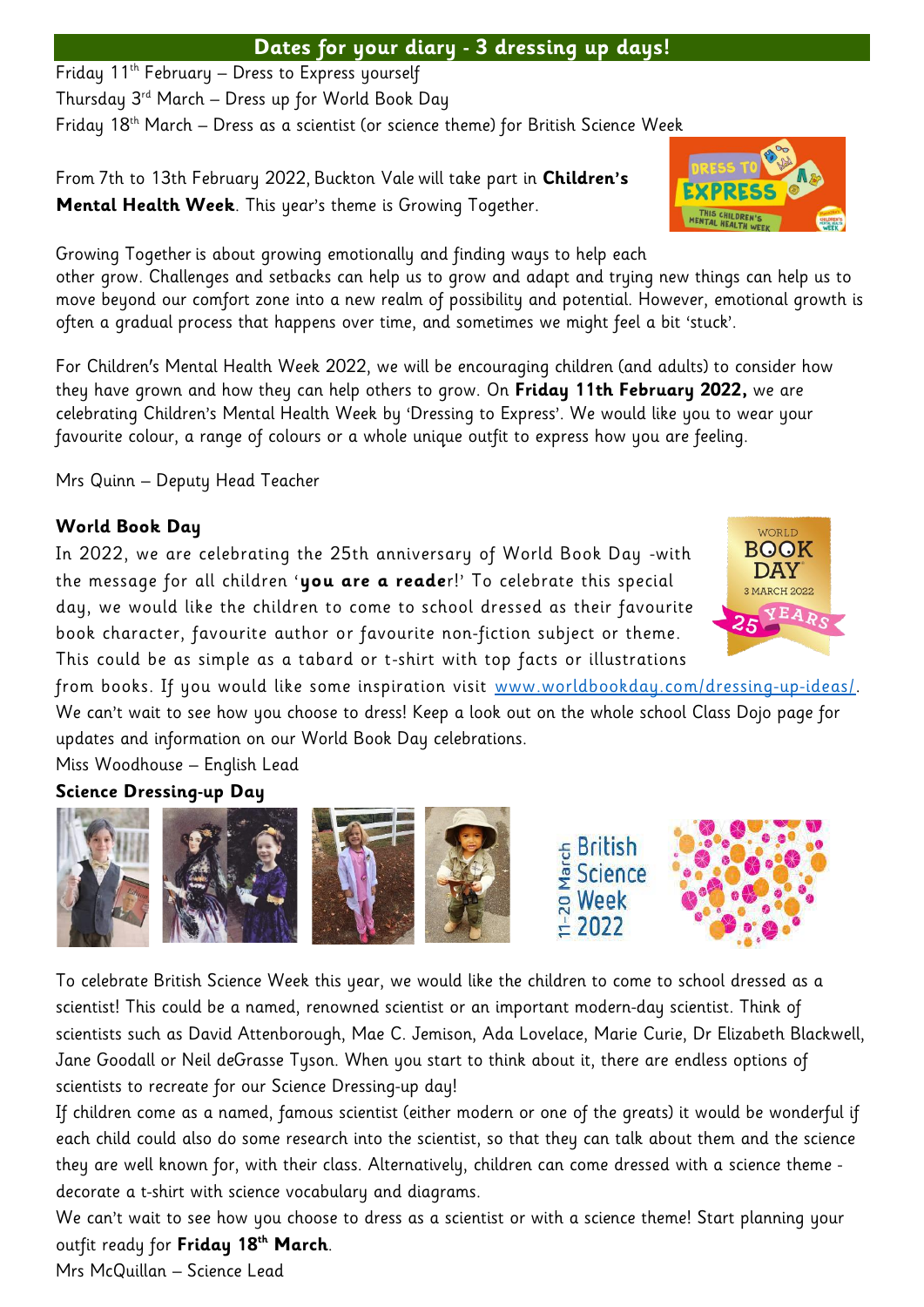## Dates for your diary - 3 dressing up days!

Friday 11th February – Dress to Express yourself
Thursday 3rd March – Dress up for World Book Day
Friday 18th March – Dress as a scientist (or science theme) for British Science Week

From 7th to 13th February 2022, Buckton Vale will take part in **Children's Mental Health Week**. This year's theme is Growing Together.

Growing Together is about growing emotionally and finding ways to help each other grow. Challenges and setbacks can help us to grow and adapt and trying new things can help us to move beyond our comfort zone into a new realm of possibility and potential. However, emotional growth is often a gradual process that happens over time, and sometimes we might feel a bit 'stuck'.

For Children's Mental Health Week 2022, we will be encouraging children (and adults) to consider how they have grown and how they can help others to grow. On **Friday 11th February 2022,** we are celebrating Children's Mental Health Week by 'Dressing to Express'. We would like you to wear your favourite colour, a range of colours or a whole unique outfit to express how you are feeling.

Mrs Quinn – Deputy Head Teacher

**World Book Day**

In 2022, we are celebrating the 25th anniversary of World Book Day -with the message for all children '**you are a reade**r!' To celebrate this special day, we would like the children to come to school dressed as their favourite book character, favourite author or favourite non-fiction subject or theme. This could be as simple as a tabard or t-shirt with top facts or illustrations from books. If you would like some inspiration visit www.worldbookday.com/dressing-up-ideas/. We can't wait to see how you choose to dress! Keep a look out on the whole school Class Dojo page for updates and information on our World Book Day celebrations.

Miss Woodhouse – English Lead

**Science Dressing-up Day**

To celebrate British Science Week this year, we would like the children to come to school dressed as a scientist! This could be a named, renowned scientist or an important modern-day scientist. Think of scientists such as David Attenborough, Mae C. Jemison, Ada Lovelace, Marie Curie, Dr Elizabeth Blackwell, Jane Goodall or Neil deGrasse Tyson. When you start to think about it, there are endless options of scientists to recreate for our Science Dressing-up day!

If children come as a named, famous scientist (either modern or one of the greats) it would be wonderful if each child could also do some research into the scientist, so that they can talk about them and the science they are well known for, with their class. Alternatively, children can come dressed with a science theme - decorate a t-shirt with science vocabulary and diagrams.

We can't wait to see how you choose to dress as a scientist or with a science theme! Start planning your outfit ready for **Friday 18th March**.

Mrs McQuillan – Science Lead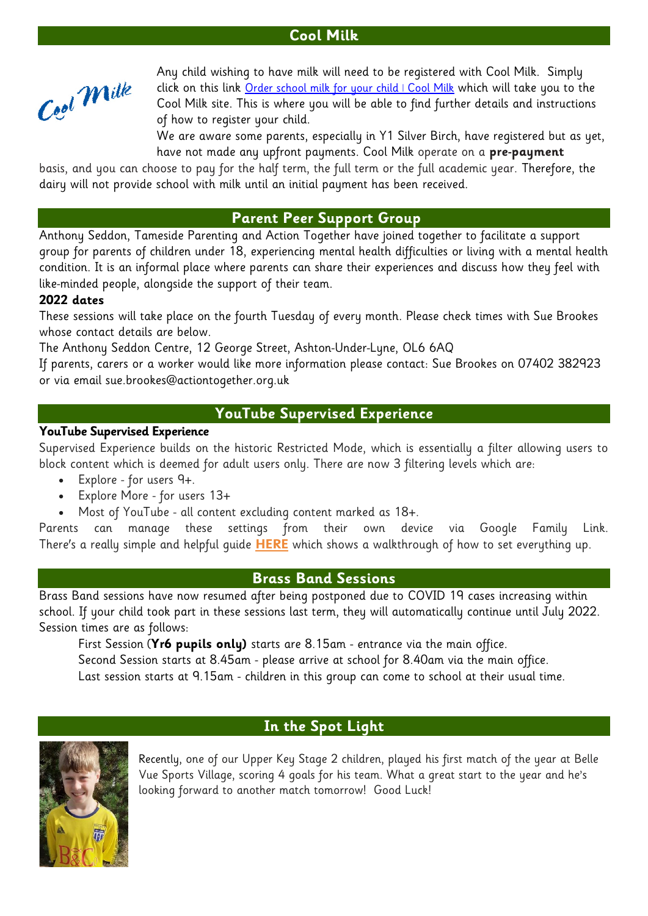## Cool Milk

Any child wishing to have milk will need to be registered with Cool Milk. Simply click on this link [Order school milk for your child | Cool Milk] which will take you to the Cool Milk site. This is where you will be able to find further details and instructions of how to register your child.

We are aware some parents, especially in Y1 Silver Birch, have registered but as yet, have not made any upfront payments. Cool Milk operate on a **pre-payment** basis, and you can choose to pay for the half term, the full term or the full academic year. Therefore, the dairy will not provide school with milk until an initial payment has been received.

## Parent Peer Support Group

Anthony Seddon, Tameside Parenting and Action Together have joined together to facilitate a support group for parents of children under 18, experiencing mental health difficulties or living with a mental health condition. It is an informal place where parents can share their experiences and discuss how they feel with like-minded people, alongside the support of their team.

**2022 dates**

These sessions will take place on the fourth Tuesday of every month. Please check times with Sue Brookes whose contact details are below.

The Anthony Seddon Centre, 12 George Street, Ashton-Under-Lyne, OL6 6AQ

If parents, carers or a worker would like more information please contact: Sue Brookes on 07402 382923 or via email sue.brookes@actiontogether.org.uk

## YouTube Supervised Experience

**YouTube Supervised Experience**

Supervised Experience builds on the historic Restricted Mode, which is essentially a filter allowing users to block content which is deemed for adult users only. There are now 3 filtering levels which are:

- Explore - for users 9+.
- Explore More - for users 13+
- Most of YouTube - all content excluding content marked as 18+.

Parents can manage these settings from their own device via Google Family Link. There's a really simple and helpful guide **HERE** which shows a walkthrough of how to set everything up.

## Brass Band Sessions

Brass Band sessions have now resumed after being postponed due to COVID 19 cases increasing within school. If your child took part in these sessions last term, they will automatically continue until July 2022. Session times are as follows:

First Session (**Yr6 pupils only)** starts are 8.15am - entrance via the main office.
Second Session starts at 8.45am - please arrive at school for 8.40am via the main office.
Last session starts at 9.15am - children in this group can come to school at their usual time.

## In the Spot Light

Recently, one of our Upper Key Stage 2 children, played his first match of the year at Belle Vue Sports Village, scoring 4 goals for his team. What a great start to the year and he's looking forward to another match tomorrow! Good Luck!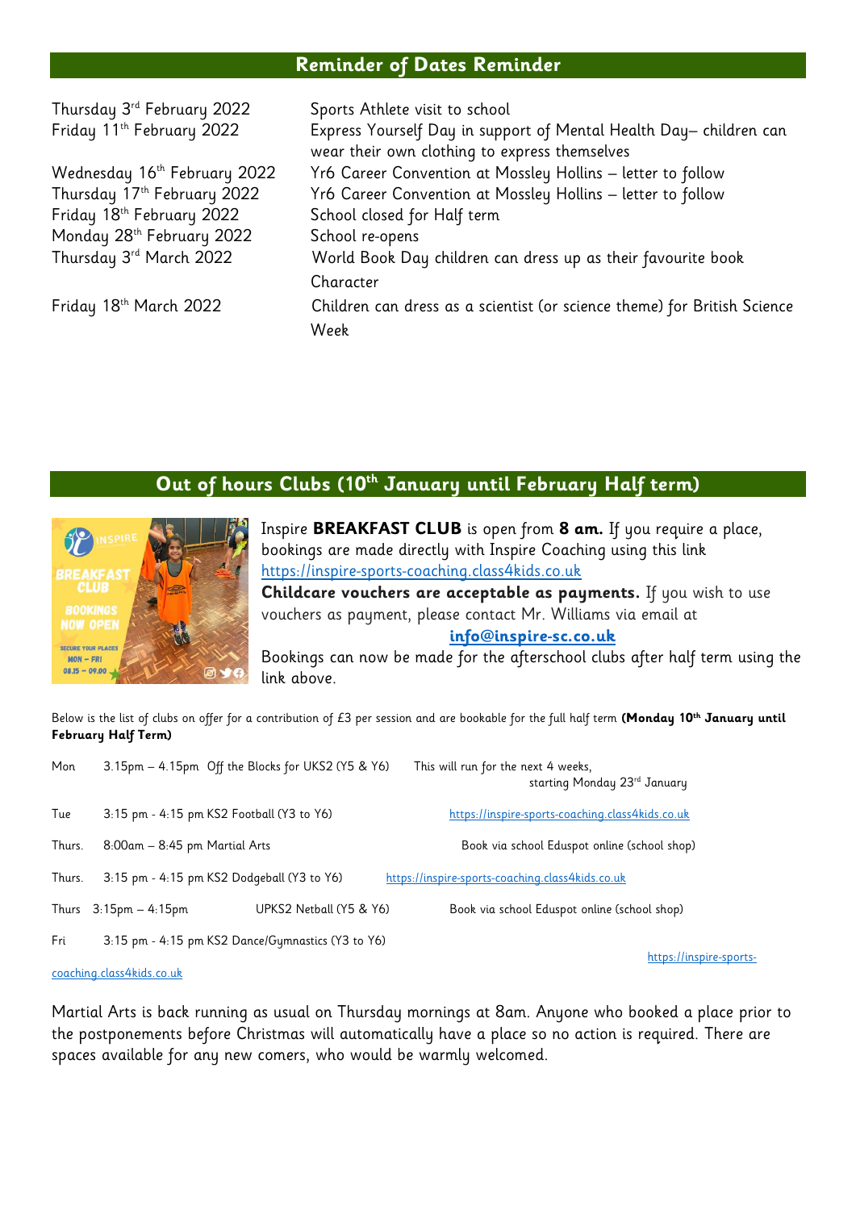## Reminder of Dates Reminder

| | |
|---|---|
| Thursday 3rd February 2022 | Sports Athlete visit to school |
| Friday 11th February 2022 | Express Yourself Day in support of Mental Health Day– children can wear their own clothing to express themselves |
| Wednesday 16th February 2022 | Yr6 Career Convention at Mossley Hollins – letter to follow |
| Thursday 17th February 2022 | Yr6 Career Convention at Mossley Hollins – letter to follow |
| Friday 18th February 2022 | School closed for Half term |
| Monday 28th February 2022 | School re-opens |
| Thursday 3rd March 2022 | World Book Day children can dress up as their favourite book Character |
| Friday 18th March 2022 | Children can dress as a scientist (or science theme) for British Science Week |

## Out of hours Clubs (10th January until February Half term)

Inspire **BREAKFAST CLUB** is open from **8 am.** If you require a place, bookings are made directly with Inspire Coaching using this link https://inspire-sports-coaching.class4kids.co.uk

**Childcare vouchers are acceptable as payments.** If you wish to use vouchers as payment, please contact Mr. Williams via email at **info@inspire-sc.co.uk**

Bookings can now be made for the afterschool clubs after half term using the link above.

Below is the list of clubs on offer for a contribution of £3 per session and are bookable for the full half term **(Monday 10th January until February Half Term)**

| | | | |
|---|---|---|---|
| Mon | 3.15pm – 4.15pm | Off the Blocks for UKS2 (Y5 & Y6) | This will run for the next 4 weeks, starting Monday 23rd January |
| Tue | 3:15 pm - 4:15 pm | KS2 Football (Y3 to Y6) | https://inspire-sports-coaching.class4kids.co.uk |
| Thurs. | 8:00am – 8:45 pm | Martial Arts | Book via school Eduspot online (school shop) |
| Thurs. | 3:15 pm - 4:15 pm | KS2 Dodgeball (Y3 to Y6) | https://inspire-sports-coaching.class4kids.co.uk |
| Thurs | 3:15pm – 4:15pm | UPKS2 Netball (Y5 & Y6) | Book via school Eduspot online (school shop) |
| Fri | 3:15 pm - 4:15 pm | KS2 Dance/Gymnastics (Y3 to Y6) | https://inspire-sports-coaching.class4kids.co.uk |

Martial Arts is back running as usual on Thursday mornings at 8am. Anyone who booked a place prior to the postponements before Christmas will automatically have a place so no action is required. There are spaces available for any new comers, who would be warmly welcomed.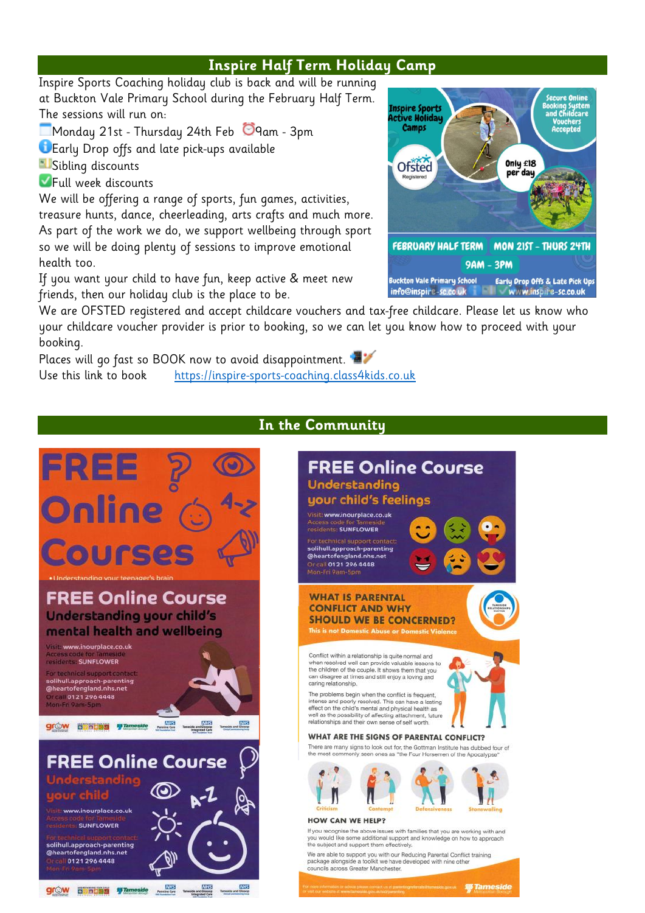## Inspire Half Term Holiday Camp

Inspire Sports Coaching holiday club is back and will be running at Buckton Vale Primary School during the February Half Term. The sessions will run on:

- Monday 21st - Thursday 24th Feb 9am - 3pm
- Early Drop offs and late pick-ups available
- Sibling discounts
- Full week discounts

We will be offering a range of sports, fun games, activities, treasure hunts, dance, cheerleading, arts crafts and much more. As part of the work we do, we support wellbeing through sport so we will be doing plenty of sessions to improve emotional health too.

If you want your child to have fun, keep active & meet new friends, then our holiday club is the place to be.

Inspire Sports Active Holiday Camps

Secure Online Booking System and Childcare Vouchers Accepted

Ofsted Registered

Only £18 per day

FEBRUARY HALF TERM MON 21ST - THURS 24TH

9AM - 3PM

Buckton Vale Primary School

Early Drop Offs & Late Pick Ups

info@inspire-sc.co.uk

www.inspire-sc.co.uk

We are OFSTED registered and accept childcare vouchers and tax-free childcare. Please let us know who your childcare voucher provider is prior to booking, so we can let you know how to proceed with your booking.

Places will go fast so BOOK now to avoid disappointment.

Use this link to book https://inspire-sports-coaching.class4kids.co.uk

## In the Community

# FREE Online Courses

- Understanding your teenager's brain

### FREE Online Course
**Understanding your child's mental health and wellbeing**

Visit: www.inourplace.co.uk
Access code for Tameside residents: SUNFLOWER

For technical support contact: solihull.approach-parenting@heartofengland.nhs.net
Or call 0121 296 4448
Mon-Fri 9am-5pm

### FREE Online Course
**Understanding your child**

Visit: www.inourplace.co.uk
Access code for Tameside residents: SUNFLOWER

For technical support contact: solihull.approach-parenting@heartofengland.nhs.net
Or call 0121 296 4448
Mon-Fri 9am-5pm

### FREE Online Course
**Understanding your child's feelings**

Visit: www.inourplace.co.uk
Access code for Tameside residents: SUNFLOWER

For technical support contact: solihull.approach-parenting@heartofengland.nhs.net
Or call 0121 296 4448
Mon-Fri 9am-5pm

### WHAT IS PARENTAL CONFLICT AND WHY SHOULD WE BE CONCERNED?

This is not Domestic Abuse or Domestic Violence

Conflict within a relationship is quite normal and when resolved well can provide valuable lessons to the children of the couple. It shows them that you can disagree at times and still enjoy a loving and caring relationship.

The problems begin when the conflict is frequent, intense and poorly resolved. This can have a lasting effect on the child's mental and physical health as well as the possibility of affecting attachment, future relationships and their own sense of self worth.

**WHAT ARE THE SIGNS OF PARENTAL CONFLICT?**

There are many signs to look out for, the Gottman Institute has dubbed four of the most commonly seen ones as "the Four Horsemen of the Apocalypse"

Criticism — Contempt — Defensiveness — Stonewalling

**HOW CAN WE HELP?**

If you recognise the above issues with families that you are working with and you would like some additional support and knowledge on how to approach the subject and support them effectively.

We are able to support you with our Reducing Parental Conflict training package alongside a toolkit we have developed with nine other councils across Greater Manchester.